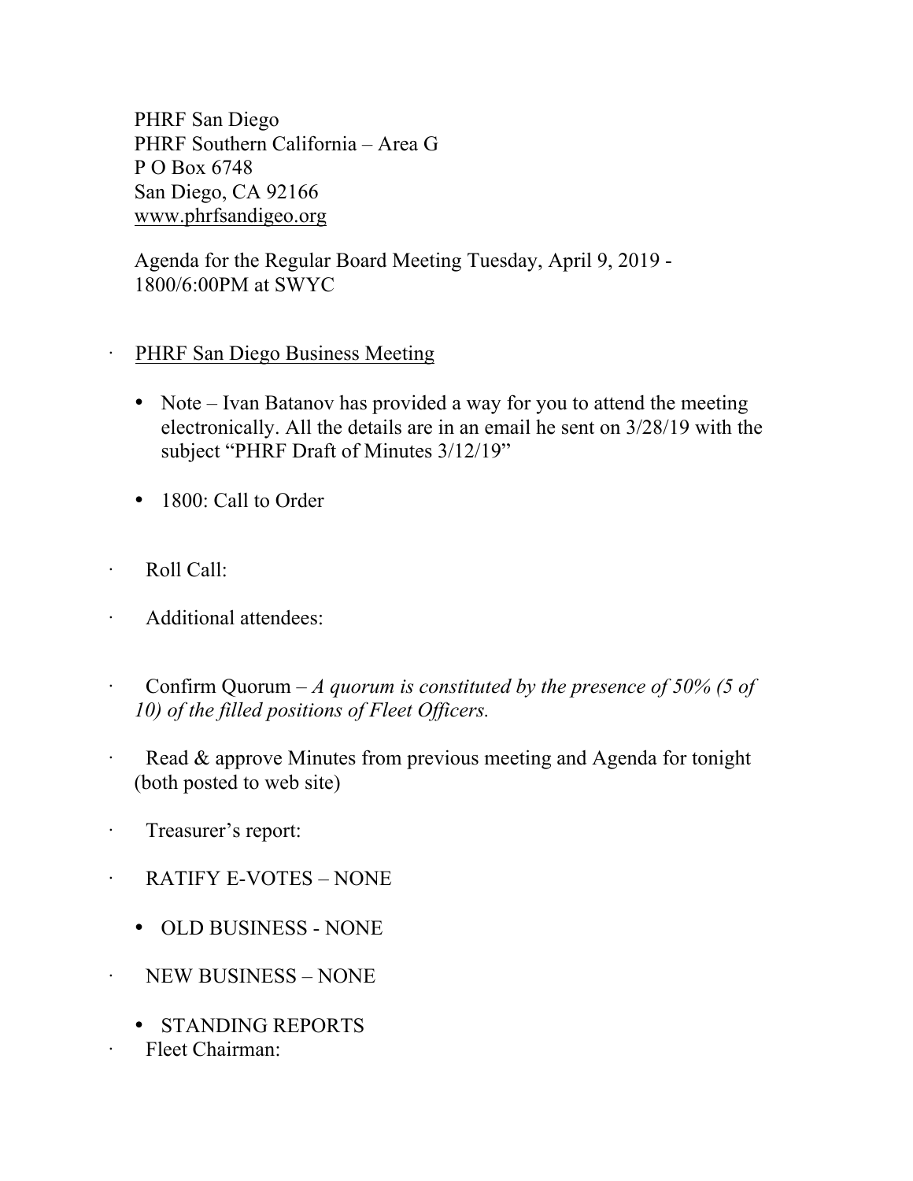PHRF San Diego
PHRF Southern California – Area G
P O Box 6748
San Diego, CA 92166
www.phrfsandigeo.org

Agenda for the Regular Board Meeting Tuesday, April 9, 2019 - 1800/6:00PM at SWYC

- PHRF San Diego Business Meeting
    - Note – Ivan Batanov has provided a way for you to attend the meeting electronically. All the details are in an email he sent on 3/28/19 with the subject "PHRF Draft of Minutes 3/12/19"
    - 1800: Call to Order
- Roll Call:
- Additional attendees:
- Confirm Quorum – *A quorum is constituted by the presence of 50% (5 of 10) of the filled positions of Fleet Officers.*
- Read & approve Minutes from previous meeting and Agenda for tonight (both posted to web site)
- Treasurer's report:
- RATIFY E-VOTES – NONE
    - OLD BUSINESS - NONE
- NEW BUSINESS – NONE
    - STANDING REPORTS
- Fleet Chairman: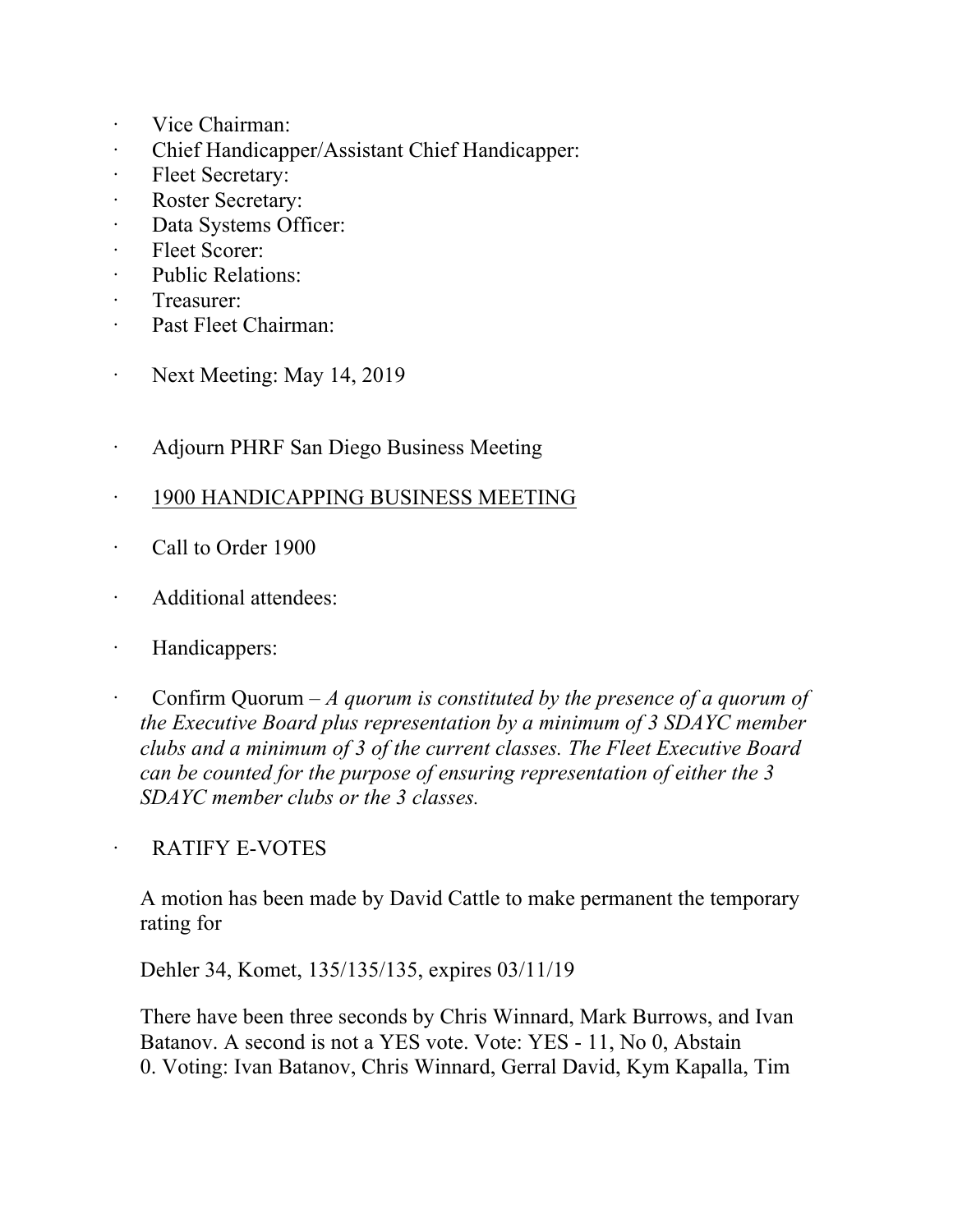- Vice Chairman:
- Chief Handicapper/Assistant Chief Handicapper:
- Fleet Secretary:
- Roster Secretary:
- Data Systems Officer:
- Fleet Scorer:
- Public Relations:
- Treasurer:
- Past Fleet Chairman:

- Next Meeting: May 14, 2019

- Adjourn PHRF San Diego Business Meeting

- <u>1900 HANDICAPPING BUSINESS MEETING</u>

- Call to Order 1900

- Additional attendees:

- Handicappers:

- Confirm Quorum – *A quorum is constituted by the presence of a quorum of the Executive Board plus representation by a minimum of 3 SDAYC member clubs and a minimum of 3 of the current classes. The Fleet Executive Board can be counted for the purpose of ensuring representation of either the 3 SDAYC member clubs or the 3 classes.*

- RATIFY E-VOTES

  A motion has been made by David Cattle to make permanent the temporary rating for

  Dehler 34, Komet, 135/135/135, expires 03/11/19

  There have been three seconds by Chris Winnard, Mark Burrows, and Ivan Batanov. A second is not a YES vote. Vote: YES - 11, No 0, Abstain 0. Voting: Ivan Batanov, Chris Winnard, Gerral David, Kym Kapalla, Tim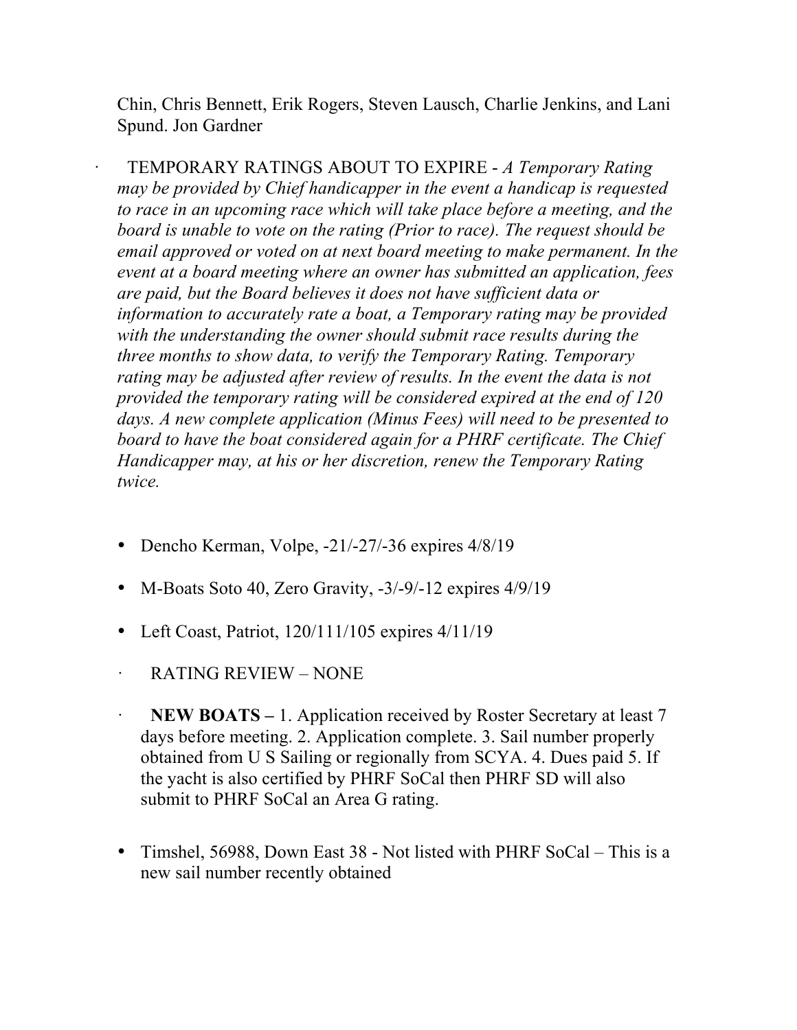Chin, Chris Bennett, Erik Rogers, Steven Lausch, Charlie Jenkins, and Lani Spund. Jon Gardner

· TEMPORARY RATINGS ABOUT TO EXPIRE - *A Temporary Rating may be provided by Chief handicapper in the event a handicap is requested to race in an upcoming race which will take place before a meeting, and the board is unable to vote on the rating (Prior to race). The request should be email approved or voted on at next board meeting to make permanent. In the event at a board meeting where an owner has submitted an application, fees are paid, but the Board believes it does not have sufficient data or information to accurately rate a boat, a Temporary rating may be provided with the understanding the owner should submit race results during the three months to show data, to verify the Temporary Rating. Temporary rating may be adjusted after review of results. In the event the data is not provided the temporary rating will be considered expired at the end of 120 days. A new complete application (Minus Fees) will need to be presented to board to have the boat considered again for a PHRF certificate. The Chief Handicapper may, at his or her discretion, renew the Temporary Rating twice.*

- Dencho Kerman, Volpe, -21/-27/-36 expires 4/8/19
- M-Boats Soto 40, Zero Gravity, -3/-9/-12 expires 4/9/19
- Left Coast, Patriot, 120/111/105 expires 4/11/19

· RATING REVIEW – NONE

· **NEW BOATS –** 1. Application received by Roster Secretary at least 7 days before meeting. 2. Application complete. 3. Sail number properly obtained from U S Sailing or regionally from SCYA. 4. Dues paid 5. If the yacht is also certified by PHRF SoCal then PHRF SD will also submit to PHRF SoCal an Area G rating.

- Timshel, 56988, Down East 38 - Not listed with PHRF SoCal – This is a new sail number recently obtained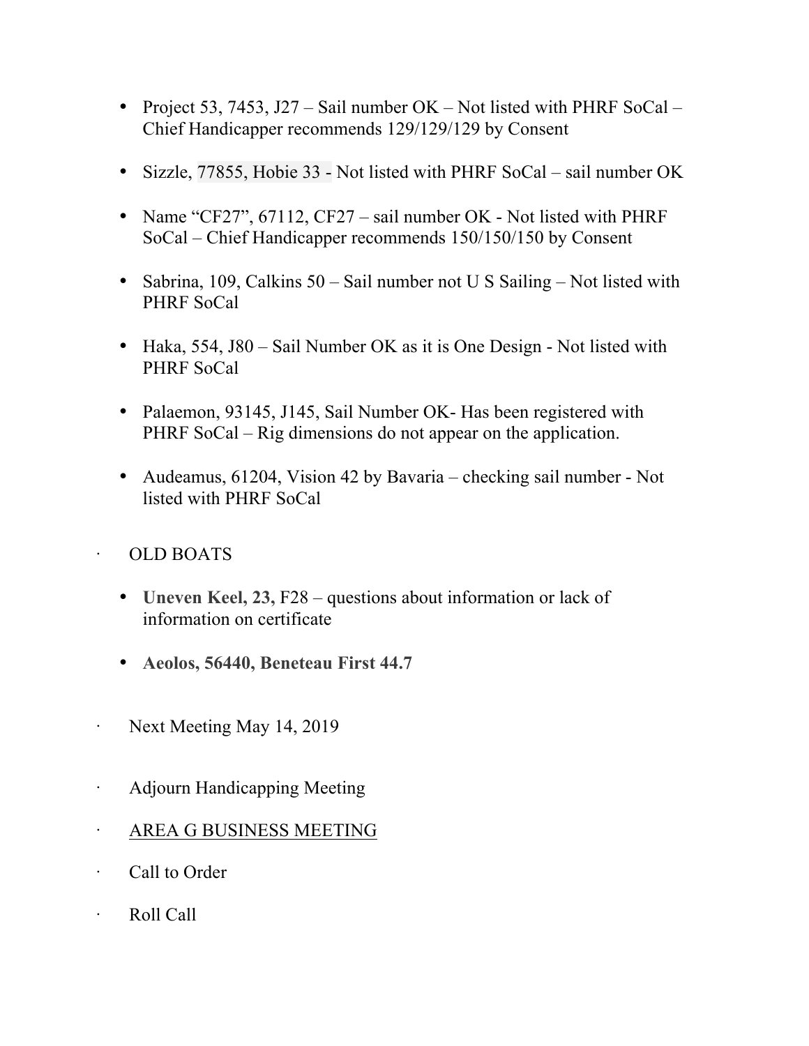- Project 53, 7453, J27 – Sail number OK – Not listed with PHRF SoCal – Chief Handicapper recommends 129/129/129 by Consent

- Sizzle, 77855, Hobie 33 - Not listed with PHRF SoCal – sail number OK

- Name "CF27", 67112, CF27 – sail number OK - Not listed with PHRF SoCal – Chief Handicapper recommends 150/150/150 by Consent

- Sabrina, 109, Calkins 50 – Sail number not U S Sailing – Not listed with PHRF SoCal

- Haka, 554, J80 – Sail Number OK as it is One Design - Not listed with PHRF SoCal

- Palaemon, 93145, J145, Sail Number OK- Has been registered with PHRF SoCal – Rig dimensions do not appear on the application.

- Audeamus, 61204, Vision 42 by Bavaria – checking sail number - Not listed with PHRF SoCal

· OLD BOATS

  - **Uneven Keel, 23,** F28 – questions about information or lack of information on certificate

  - **Aeolos, 56440, Beneteau First 44.7**

· Next Meeting May 14, 2019

· Adjourn Handicapping Meeting

· AREA G BUSINESS MEETING

· Call to Order

· Roll Call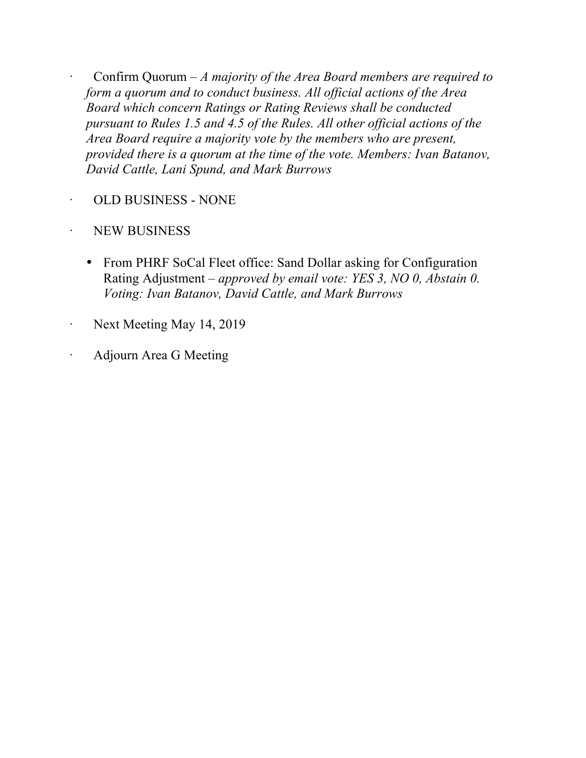- Confirm Quorum – *A majority of the Area Board members are required to form a quorum and to conduct business. All official actions of the Area Board which concern Ratings or Rating Reviews shall be conducted pursuant to Rules 1.5 and 4.5 of the Rules. All other official actions of the Area Board require a majority vote by the members who are present, provided there is a quorum at the time of the vote. Members: Ivan Batanov, David Cattle, Lani Spund, and Mark Burrows*

- OLD BUSINESS - NONE

- NEW BUSINESS

  - From PHRF SoCal Fleet office: Sand Dollar asking for Configuration Rating Adjustment – *approved by email vote: YES 3, NO 0, Abstain 0. Voting: Ivan Batanov, David Cattle, and Mark Burrows*

- Next Meeting May 14, 2019

- Adjourn Area G Meeting